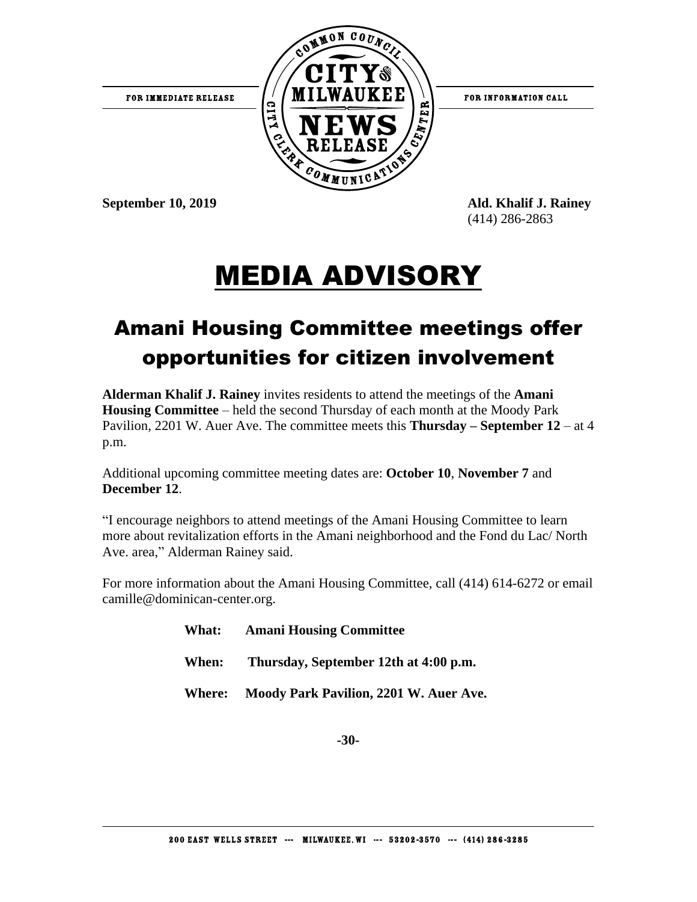FOR IMMEDIATE RELEASE

COMMON COUNCIL CITY OF MILWAUKEE NEWS RELEASE CITY CLERK COMMUNICATIONS CENTER

FOR INFORMATION CALL

**September 10, 2019**

**Ald. Khalif J. Rainey**
(414) 286-2863

# MEDIA ADVISORY

## Amani Housing Committee meetings offer opportunities for citizen involvement

**Alderman Khalif J. Rainey** invites residents to attend the meetings of the **Amani Housing Committee** – held the second Thursday of each month at the Moody Park Pavilion, 2201 W. Auer Ave. The committee meets this **Thursday – September 12** – at 4 p.m.

Additional upcoming committee meeting dates are: **October 10**, **November 7** and **December 12**.

"I encourage neighbors to attend meetings of the Amani Housing Committee to learn more about revitalization efforts in the Amani neighborhood and the Fond du Lac/ North Ave. area," Alderman Rainey said.

For more information about the Amani Housing Committee, call (414) 614-6272 or email camille@dominican-center.org.

**What:** **Amani Housing Committee**

**When:** **Thursday, September 12th at 4:00 p.m.**

**Where:** **Moody Park Pavilion, 2201 W. Auer Ave.**

**-30-**

200 EAST WELLS STREET --- MILWAUKEE, WI --- 53202-3570 --- (414) 286-3285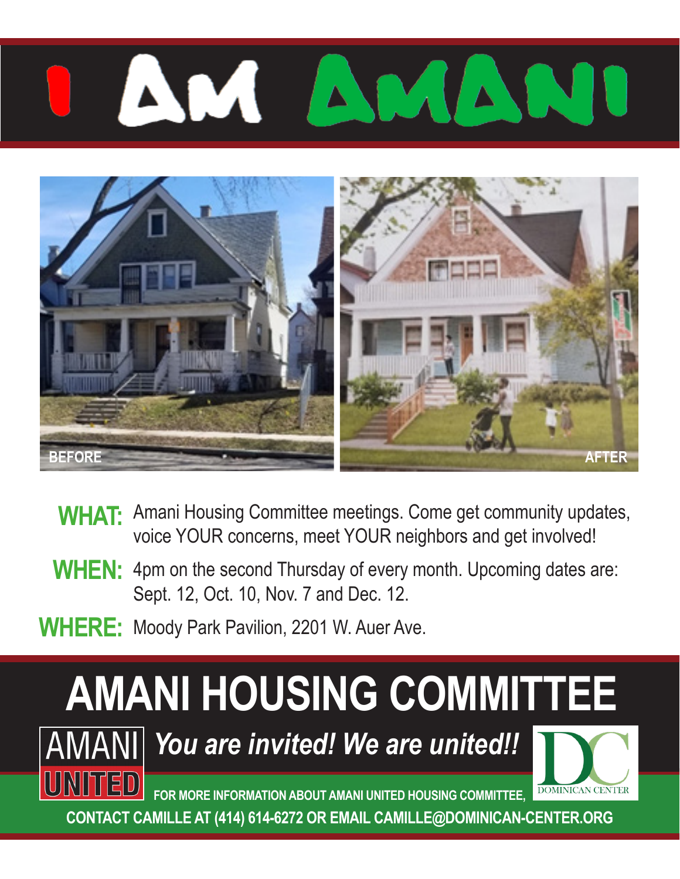# I AM AMANI

BEFORE

AFTER

**WHAT:** Amani Housing Committee meetings. Come get community updates, voice YOUR concerns, meet YOUR neighbors and get involved!

**WHEN:** 4pm on the second Thursday of every month. Upcoming dates are: Sept. 12, Oct. 10, Nov. 7 and Dec. 12.

**WHERE:** Moody Park Pavilion, 2201 W. Auer Ave.

# AMANI HOUSING COMMITTEE

AMANI UNITED

***You are invited! We are united!!***

DOMINICAN CENTER

**FOR MORE INFORMATION ABOUT AMANI UNITED HOUSING COMMITTEE, CONTACT CAMILLE AT (414) 614-6272 OR EMAIL CAMILLE@DOMINICAN-CENTER.ORG**